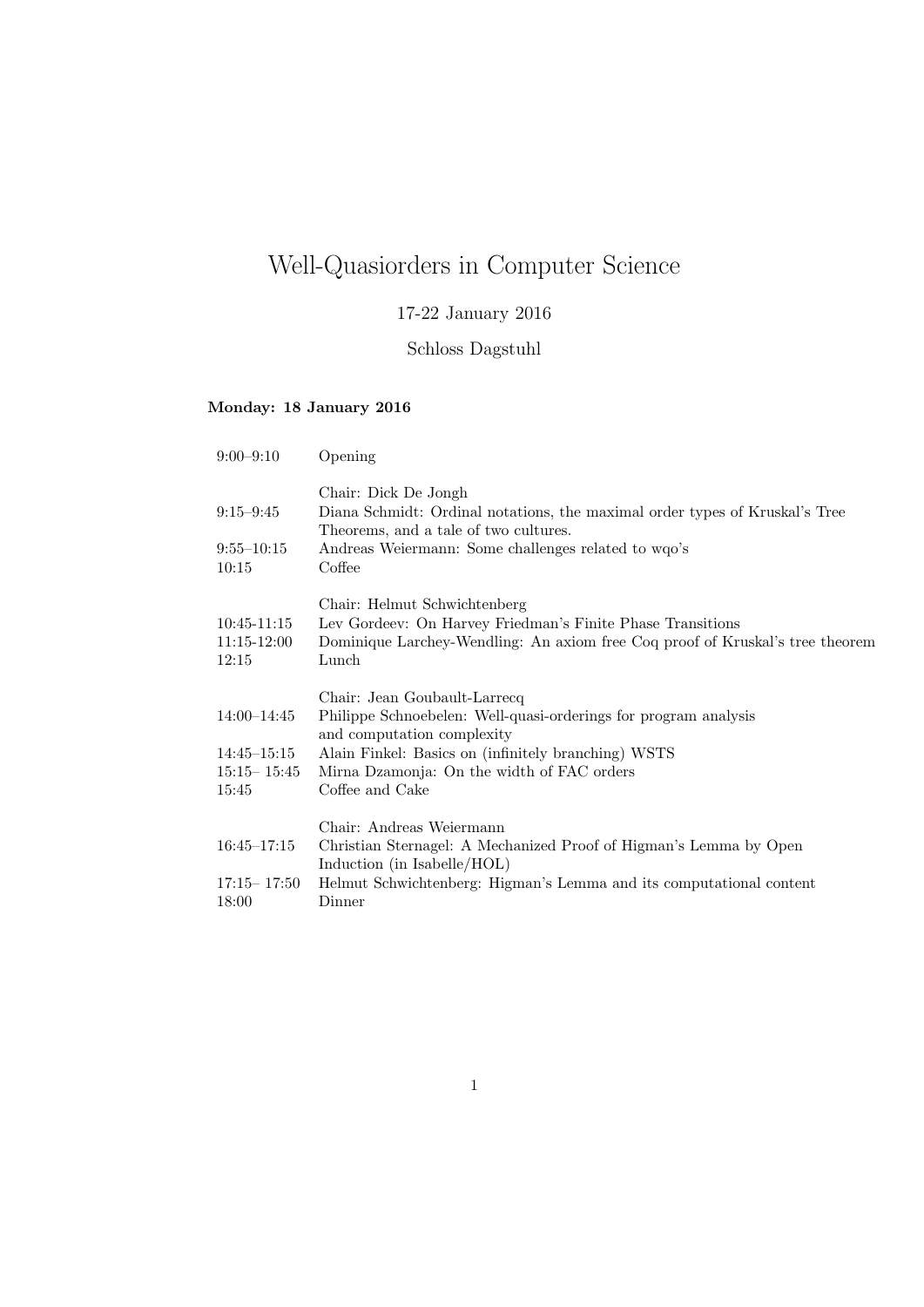# Well-Quasiorders in Computer Science

17-22 January 2016

Schloss Dagstuhl

**Monday: 18 January 2016**

| | |
|---|---|
| 9:00–9:10 | Opening |
| | Chair: Dick De Jongh |
| 9:15–9:45 | Diana Schmidt: Ordinal notations, the maximal order types of Kruskal's Tree Theorems, and a tale of two cultures. |
| 9:55–10:15 | Andreas Weiermann: Some challenges related to wqo's |
| 10:15 | Coffee |
| | Chair: Helmut Schwichtenberg |
| 10:45-11:15 | Lev Gordeev: On Harvey Friedman's Finite Phase Transitions |
| 11:15-12:00 | Dominique Larchey-Wendling: An axiom free Coq proof of Kruskal's tree theorem |
| 12:15 | Lunch |
| | Chair: Jean Goubault-Larrecq |
| 14:00–14:45 | Philippe Schnoebelen: Well-quasi-orderings for program analysis and computation complexity |
| 14:45–15:15 | Alain Finkel: Basics on (infinitely branching) WSTS |
| 15:15– 15:45 | Mirna Dzamonja: On the width of FAC orders |
| 15:45 | Coffee and Cake |
| | Chair: Andreas Weiermann |
| 16:45–17:15 | Christian Sternagel: A Mechanized Proof of Higman's Lemma by Open Induction (in Isabelle/HOL) |
| 17:15– 17:50 | Helmut Schwichtenberg: Higman's Lemma and its computational content |
| 18:00 | Dinner |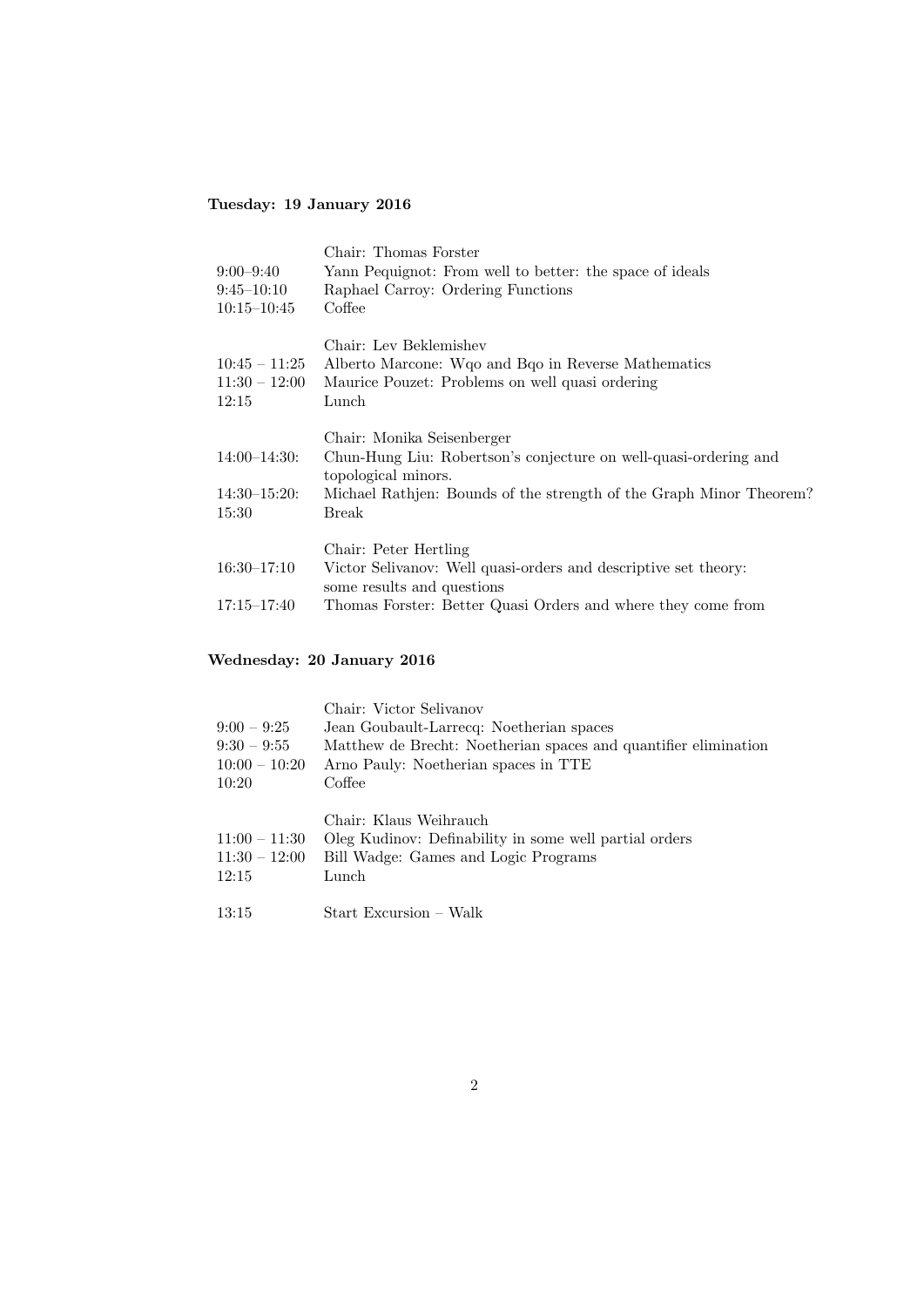**Tuesday: 19 January 2016**

| | |
|---|---|
| | Chair: Thomas Forster |
| 9:00–9:40 | Yann Pequignot: From well to better: the space of ideals |
| 9:45–10:10 | Raphael Carroy: Ordering Functions |
| 10:15–10:45 | Coffee |
| | Chair: Lev Beklemishev |
| 10:45 – 11:25 | Alberto Marcone: Wqo and Bqo in Reverse Mathematics |
| 11:30 – 12:00 | Maurice Pouzet: Problems on well quasi ordering |
| 12:15 | Lunch |
| | Chair: Monika Seisenberger |
| 14:00–14:30: | Chun-Hung Liu: Robertson's conjecture on well-quasi-ordering and topological minors. |
| 14:30–15:20: | Michael Rathjen: Bounds of the strength of the Graph Minor Theorem? |
| 15:30 | Break |
| | Chair: Peter Hertling |
| 16:30–17:10 | Victor Selivanov: Well quasi-orders and descriptive set theory: some results and questions |
| 17:15–17:40 | Thomas Forster: Better Quasi Orders and where they come from |

**Wednesday: 20 January 2016**

| | |
|---|---|
| | Chair: Victor Selivanov |
| 9:00 – 9:25 | Jean Goubault-Larrecq: Noetherian spaces |
| 9:30 – 9:55 | Matthew de Brecht: Noetherian spaces and quantifier elimination |
| 10:00 – 10:20 | Arno Pauly: Noetherian spaces in TTE |
| 10:20 | Coffee |
| | Chair: Klaus Weihrauch |
| 11:00 – 11:30 | Oleg Kudinov: Definability in some well partial orders |
| 11:30 – 12:00 | Bill Wadge: Games and Logic Programs |
| 12:15 | Lunch |
| 13:15 | Start Excursion – Walk |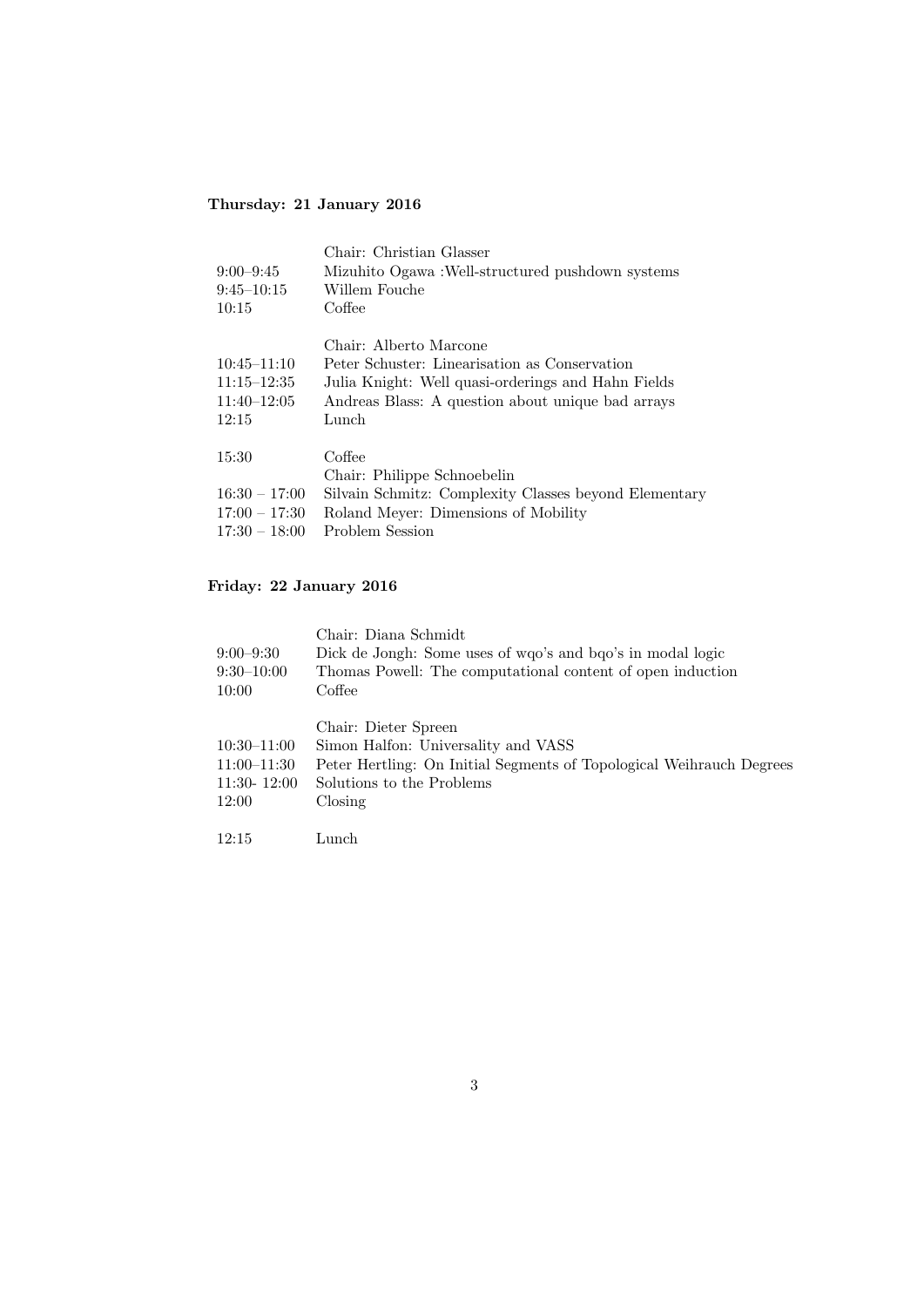**Thursday: 21 January 2016**

| | |
|---|---|
| | Chair: Christian Glasser |
| 9:00–9:45 | Mizuhito Ogawa :Well-structured pushdown systems |
| 9:45–10:15 | Willem Fouche |
| 10:15 | Coffee |
| | |
| | Chair: Alberto Marcone |
| 10:45–11:10 | Peter Schuster: Linearisation as Conservation |
| 11:15–12:35 | Julia Knight: Well quasi-orderings and Hahn Fields |
| 11:40–12:05 | Andreas Blass: A question about unique bad arrays |
| 12:15 | Lunch |
| | |
| 15:30 | Coffee |
| | Chair: Philippe Schnoebelin |
| 16:30 – 17:00 | Silvain Schmitz: Complexity Classes beyond Elementary |
| 17:00 – 17:30 | Roland Meyer: Dimensions of Mobility |
| 17:30 – 18:00 | Problem Session |

**Friday: 22 January 2016**

| | |
|---|---|
| | Chair: Diana Schmidt |
| 9:00–9:30 | Dick de Jongh: Some uses of wqo's and bqo's in modal logic |
| 9:30–10:00 | Thomas Powell: The computational content of open induction |
| 10:00 | Coffee |
| | |
| | Chair: Dieter Spreen |
| 10:30–11:00 | Simon Halfon: Universality and VASS |
| 11:00–11:30 | Peter Hertling: On Initial Segments of Topological Weihrauch Degrees |
| 11:30- 12:00 | Solutions to the Problems |
| 12:00 | Closing |
| | |
| 12:15 | Lunch |